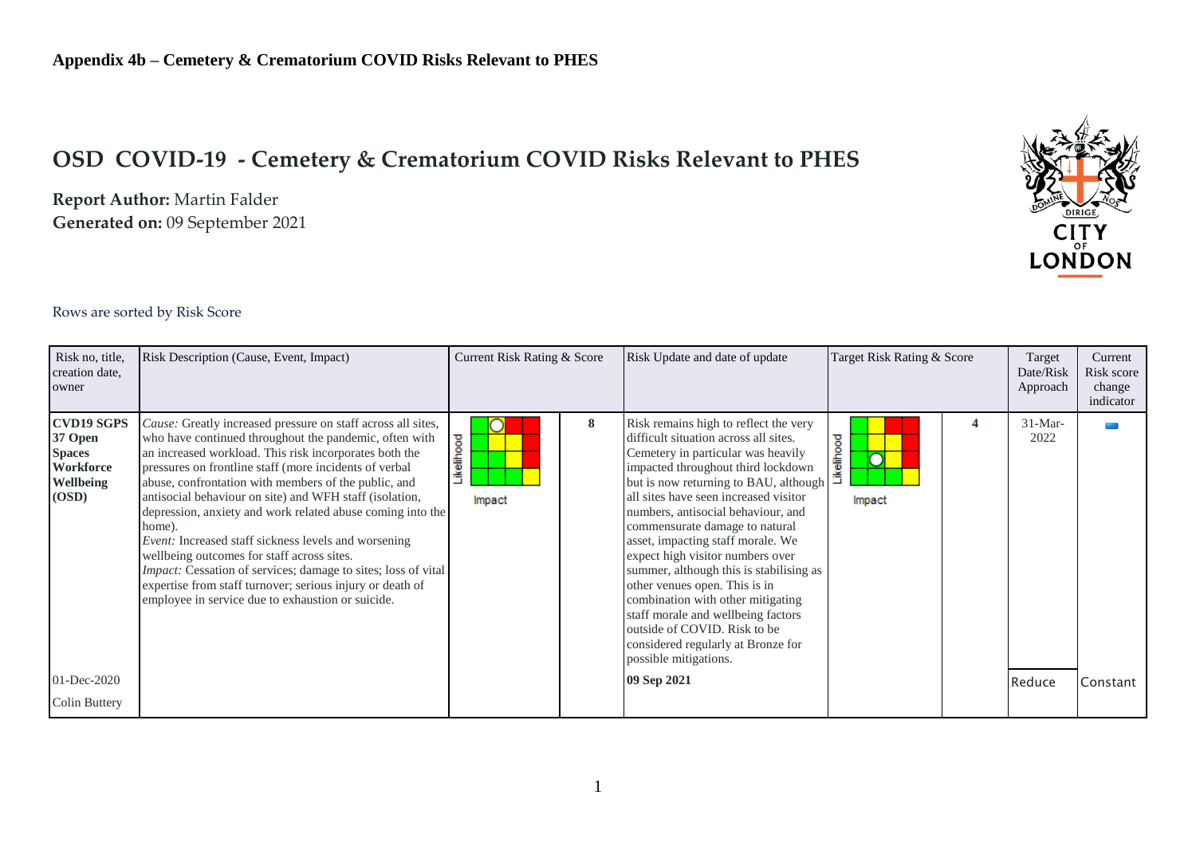**Appendix 4b – Cemetery & Crematorium COVID Risks Relevant to PHES**

# OSD COVID-19 - Cemetery & Crematorium COVID Risks Relevant to PHES

**Report Author:** Martin Falder

**Generated on:** 09 September 2021

Rows are sorted by Risk Score

| Risk no, title, creation date, owner | Risk Description (Cause, Event, Impact) | Current Risk Rating & Score | | Risk Update and date of update | Target Risk Rating & Score | | Target Date/Risk Approach | Current Risk score change indicator |
|---|---|---|---|---|---|---|---|---|
| **CVD19 SGPS 37 Open Spaces Workforce Wellbeing (OSD)** | *Cause:* Greatly increased pressure on staff across all sites, who have continued throughout the pandemic, often with an increased workload. This risk incorporates both the pressures on frontline staff (more incidents of verbal abuse, confrontation with members of the public, and antisocial behaviour on site) and WFH staff (isolation, depression, anxiety and work related abuse coming into the home). *Event:* Increased staff sickness levels and worsening wellbeing outcomes for staff across sites. *Impact:* Cessation of services; damage to sites; loss of vital expertise from staff turnover; serious injury or death of employee in service due to exhaustion or suicide. | Likelihood / Impact | 8 | Risk remains high to reflect the very difficult situation across all sites. Cemetery in particular was heavily impacted throughout third lockdown but is now returning to BAU, although all sites have seen increased visitor numbers, antisocial behaviour, and commensurate damage to natural asset, impacting staff morale. We expect high visitor numbers over summer, although this is stabilising as other venues open. This is in combination with other mitigating staff morale and wellbeing factors outside of COVID. Risk to be considered regularly at Bronze for possible mitigations. | Likelihood / Impact | 4 | 31-Mar-2022 | |
| 01-Dec-2020 | | | | **09 Sep 2021** | | | Reduce | Constant |
| Colin Buttery | | | | | | | | |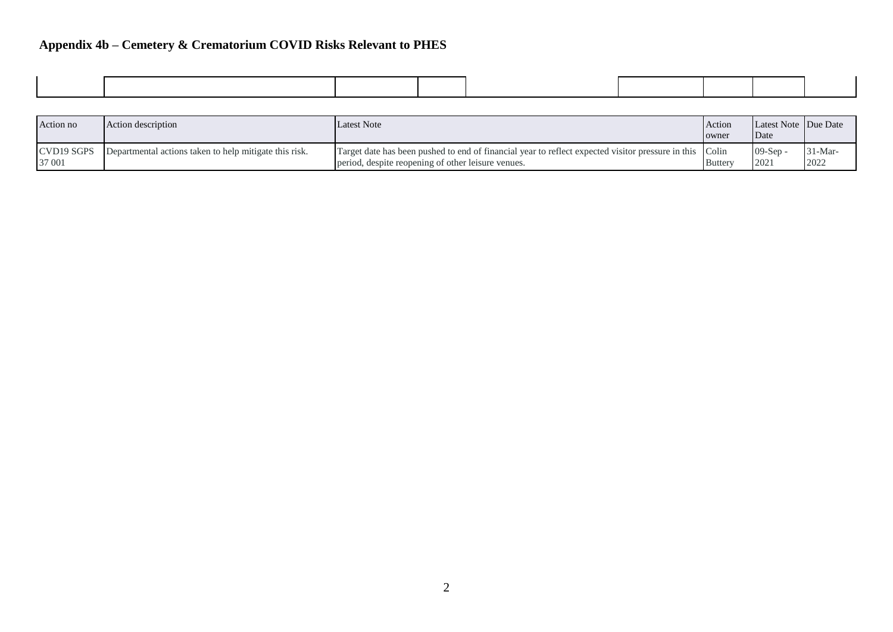## Appendix 4b – Cemetery & Crematorium COVID Risks Relevant to PHES

| | | | | | | | | |
|---|---|---|---|---|---|---|---|---|
| | | | | | | | | |

| Action no | Action description | Latest Note | Action owner | Latest Note Date | Due Date |
|---|---|---|---|---|---|
| CVD19 SGPS 37 001 | Departmental actions taken to help mitigate this risk. | Target date has been pushed to end of financial year to reflect expected visitor pressure in this period, despite reopening of other leisure venues. | Colin Buttery | 09-Sep - 2021 | 31-Mar-2022 |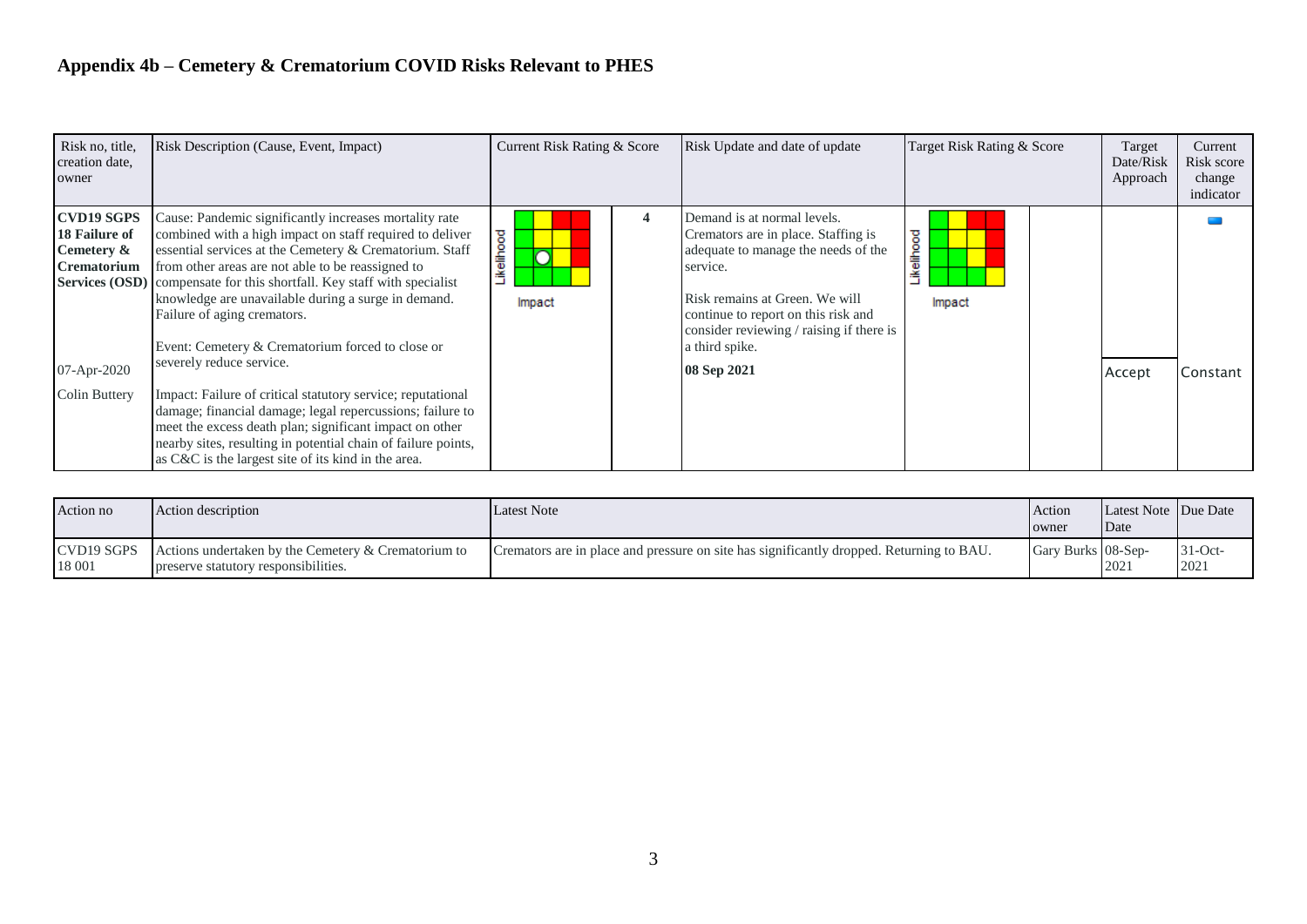## Appendix 4b – Cemetery & Crematorium COVID Risks Relevant to PHES

| Risk no, title, creation date, owner | Risk Description (Cause, Event, Impact) | Current Risk Rating & Score | | Risk Update and date of update | Target Risk Rating & Score | | Target Date/Risk Approach | Current Risk score change indicator |
|---|---|---|---|---|---|---|---|---|
| **CVD19 SGPS 18 Failure of Cemetery & Crematorium Services (OSD)**<br><br>07-Apr-2020<br><br>Colin Buttery | Cause: Pandemic significantly increases mortality rate combined with a high impact on staff required to deliver essential services at the Cemetery & Crematorium. Staff from other areas are not able to be reassigned to compensate for this shortfall. Key staff with specialist knowledge are unavailable during a surge in demand. Failure of aging cremators.<br><br>Event: Cemetery & Crematorium forced to close or severely reduce service.<br><br>Impact: Failure of critical statutory service; reputational damage; financial damage; legal repercussions; failure to meet the excess death plan; significant impact on other nearby sites, resulting in potential chain of failure points, as C&C is the largest site of its kind in the area. | Likelihood<br>Impact | 4 | Demand is at normal levels. Cremators are in place. Staffing is adequate to manage the needs of the service.<br><br>Risk remains at Green. We will continue to report on this risk and consider reviewing / raising if there is a third spike.<br><br>**08 Sep 2021** | Likelihood<br>Impact | | Accept | Constant |

| Action no | Action description | Latest Note | Action owner | Latest Note Date | Due Date |
|---|---|---|---|---|---|
| CVD19 SGPS 18 001 | Actions undertaken by the Cemetery & Crematorium to preserve statutory responsibilities. | Cremators are in place and pressure on site has significantly dropped. Returning to BAU. | Gary Burks | 08-Sep-2021 | 31-Oct-2021 |